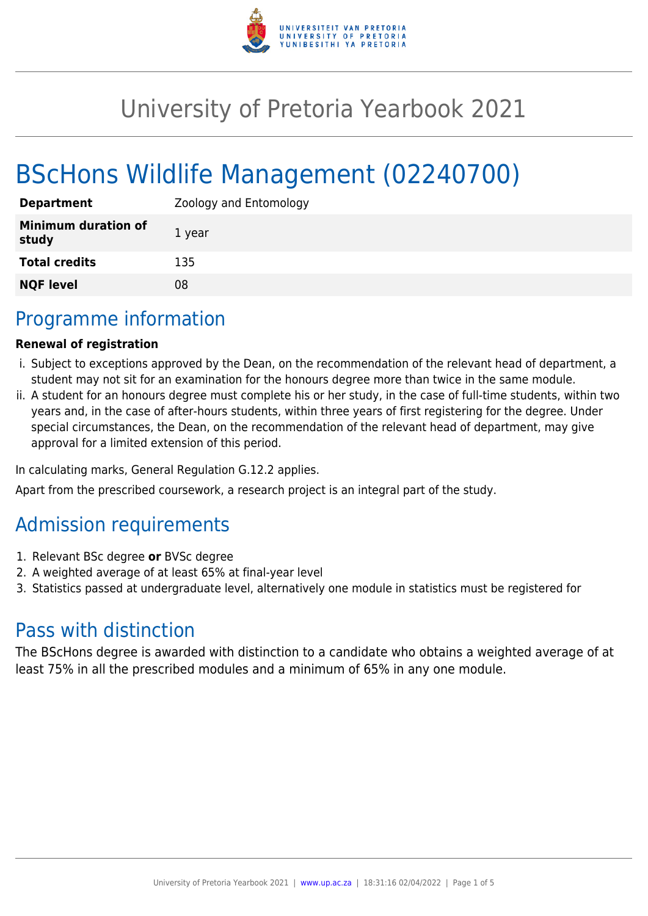# University of Pretoria Yearbook 2021

# BScHons Wildlife Management (02240700)

| **Department** | Zoology and Entomology |
|---|---|
| **Minimum duration of study** | 1 year |
| **Total credits** | 135 |
| **NQF level** | 08 |

## Programme information

**Renewal of registration**

i. Subject to exceptions approved by the Dean, on the recommendation of the relevant head of department, a student may not sit for an examination for the honours degree more than twice in the same module.
ii. A student for an honours degree must complete his or her study, in the case of full-time students, within two years and, in the case of after-hours students, within three years of first registering for the degree. Under special circumstances, the Dean, on the recommendation of the relevant head of department, may give approval for a limited extension of this period.

In calculating marks, General Regulation G.12.2 applies.

Apart from the prescribed coursework, a research project is an integral part of the study.

## Admission requirements

1. Relevant BSc degree **or** BVSc degree
2. A weighted average of at least 65% at final-year level
3. Statistics passed at undergraduate level, alternatively one module in statistics must be registered for

## Pass with distinction

The BScHons degree is awarded with distinction to a candidate who obtains a weighted average of at least 75% in all the prescribed modules and a minimum of 65% in any one module.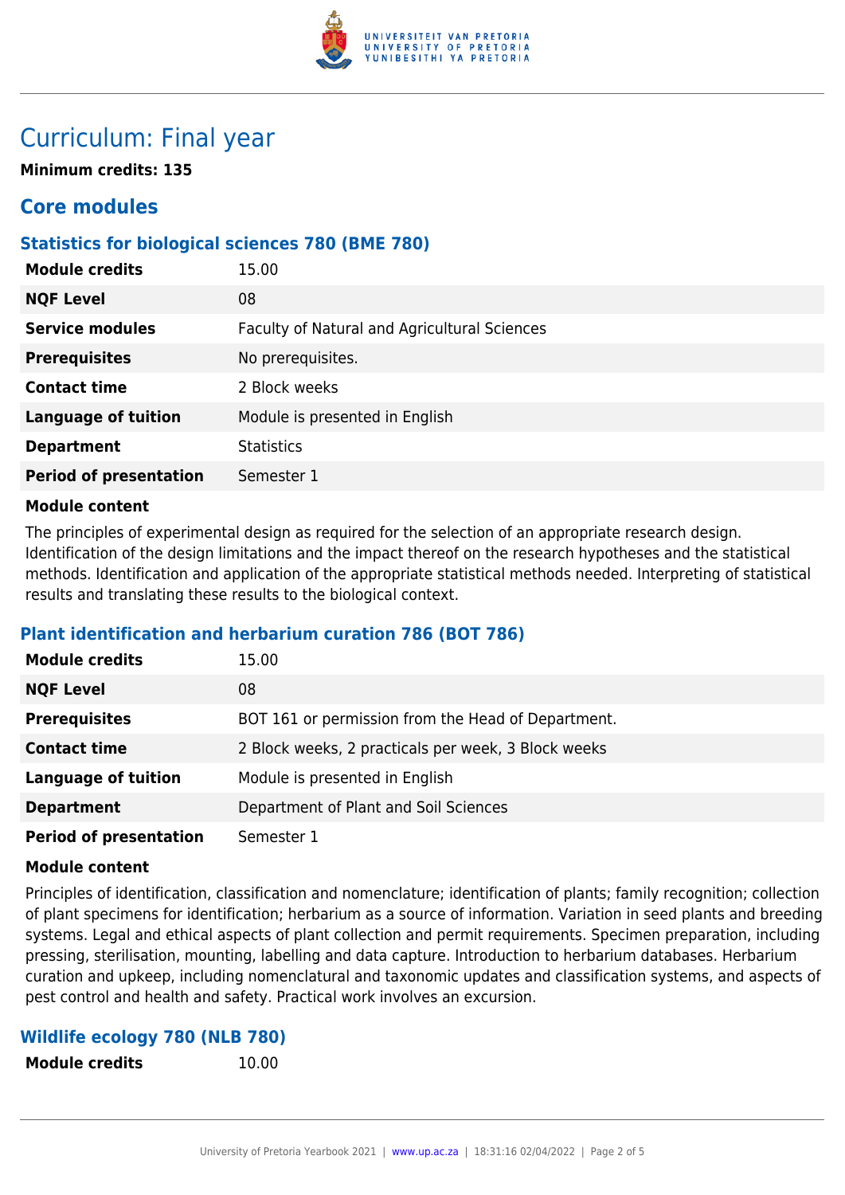# Curriculum: Final year

**Minimum credits: 135**

## Core modules

### Statistics for biological sciences 780 (BME 780)

| | |
|---|---|
| **Module credits** | 15.00 |
| **NQF Level** | 08 |
| **Service modules** | Faculty of Natural and Agricultural Sciences |
| **Prerequisites** | No prerequisites. |
| **Contact time** | 2 Block weeks |
| **Language of tuition** | Module is presented in English |
| **Department** | Statistics |
| **Period of presentation** | Semester 1 |

**Module content**

The principles of experimental design as required for the selection of an appropriate research design. Identification of the design limitations and the impact thereof on the research hypotheses and the statistical methods. Identification and application of the appropriate statistical methods needed. Interpreting of statistical results and translating these results to the biological context.

### Plant identification and herbarium curation 786 (BOT 786)

| | |
|---|---|
| **Module credits** | 15.00 |
| **NQF Level** | 08 |
| **Prerequisites** | BOT 161 or permission from the Head of Department. |
| **Contact time** | 2 Block weeks, 2 practicals per week, 3 Block weeks |
| **Language of tuition** | Module is presented in English |
| **Department** | Department of Plant and Soil Sciences |
| **Period of presentation** | Semester 1 |

**Module content**

Principles of identification, classification and nomenclature; identification of plants; family recognition; collection of plant specimens for identification; herbarium as a source of information. Variation in seed plants and breeding systems. Legal and ethical aspects of plant collection and permit requirements. Specimen preparation, including pressing, sterilisation, mounting, labelling and data capture. Introduction to herbarium databases. Herbarium curation and upkeep, including nomenclatural and taxonomic updates and classification systems, and aspects of pest control and health and safety. Practical work involves an excursion.

### Wildlife ecology 780 (NLB 780)

| | |
|---|---|
| **Module credits** | 10.00 |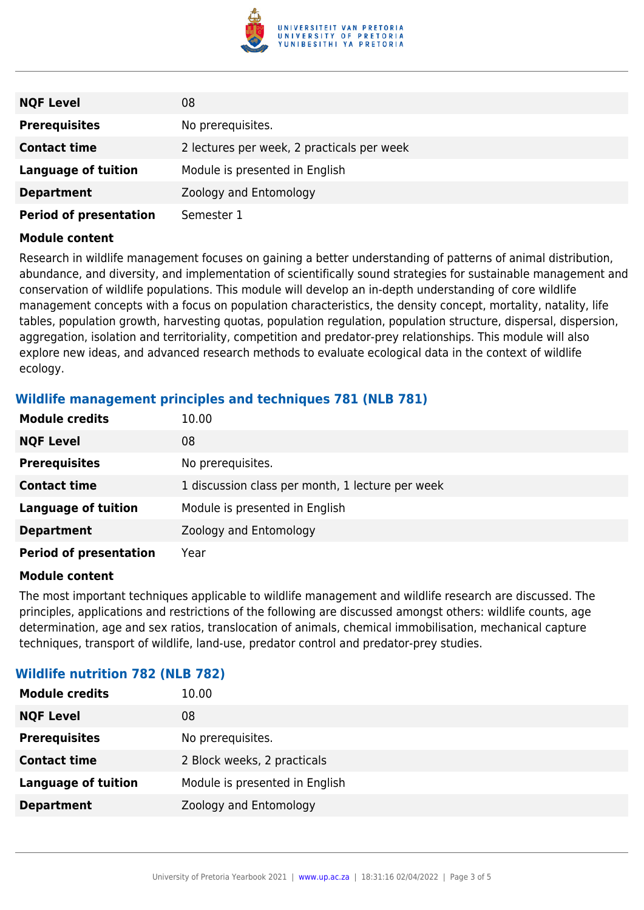| | |
|---|---|
| **NQF Level** | 08 |
| **Prerequisites** | No prerequisites. |
| **Contact time** | 2 lectures per week, 2 practicals per week |
| **Language of tuition** | Module is presented in English |
| **Department** | Zoology and Entomology |
| **Period of presentation** | Semester 1 |

**Module content**

Research in wildlife management focuses on gaining a better understanding of patterns of animal distribution, abundance, and diversity, and implementation of scientifically sound strategies for sustainable management and conservation of wildlife populations. This module will develop an in-depth understanding of core wildlife management concepts with a focus on population characteristics, the density concept, mortality, natality, life tables, population growth, harvesting quotas, population regulation, population structure, dispersal, dispersion, aggregation, isolation and territoriality, competition and predator-prey relationships. This module will also explore new ideas, and advanced research methods to evaluate ecological data in the context of wildlife ecology.

### Wildlife management principles and techniques 781 (NLB 781)

| | |
|---|---|
| **Module credits** | 10.00 |
| **NQF Level** | 08 |
| **Prerequisites** | No prerequisites. |
| **Contact time** | 1 discussion class per month, 1 lecture per week |
| **Language of tuition** | Module is presented in English |
| **Department** | Zoology and Entomology |
| **Period of presentation** | Year |

**Module content**

The most important techniques applicable to wildlife management and wildlife research are discussed. The principles, applications and restrictions of the following are discussed amongst others: wildlife counts, age determination, age and sex ratios, translocation of animals, chemical immobilisation, mechanical capture techniques, transport of wildlife, land-use, predator control and predator-prey studies.

### Wildlife nutrition 782 (NLB 782)

| | |
|---|---|
| **Module credits** | 10.00 |
| **NQF Level** | 08 |
| **Prerequisites** | No prerequisites. |
| **Contact time** | 2 Block weeks, 2 practicals |
| **Language of tuition** | Module is presented in English |
| **Department** | Zoology and Entomology |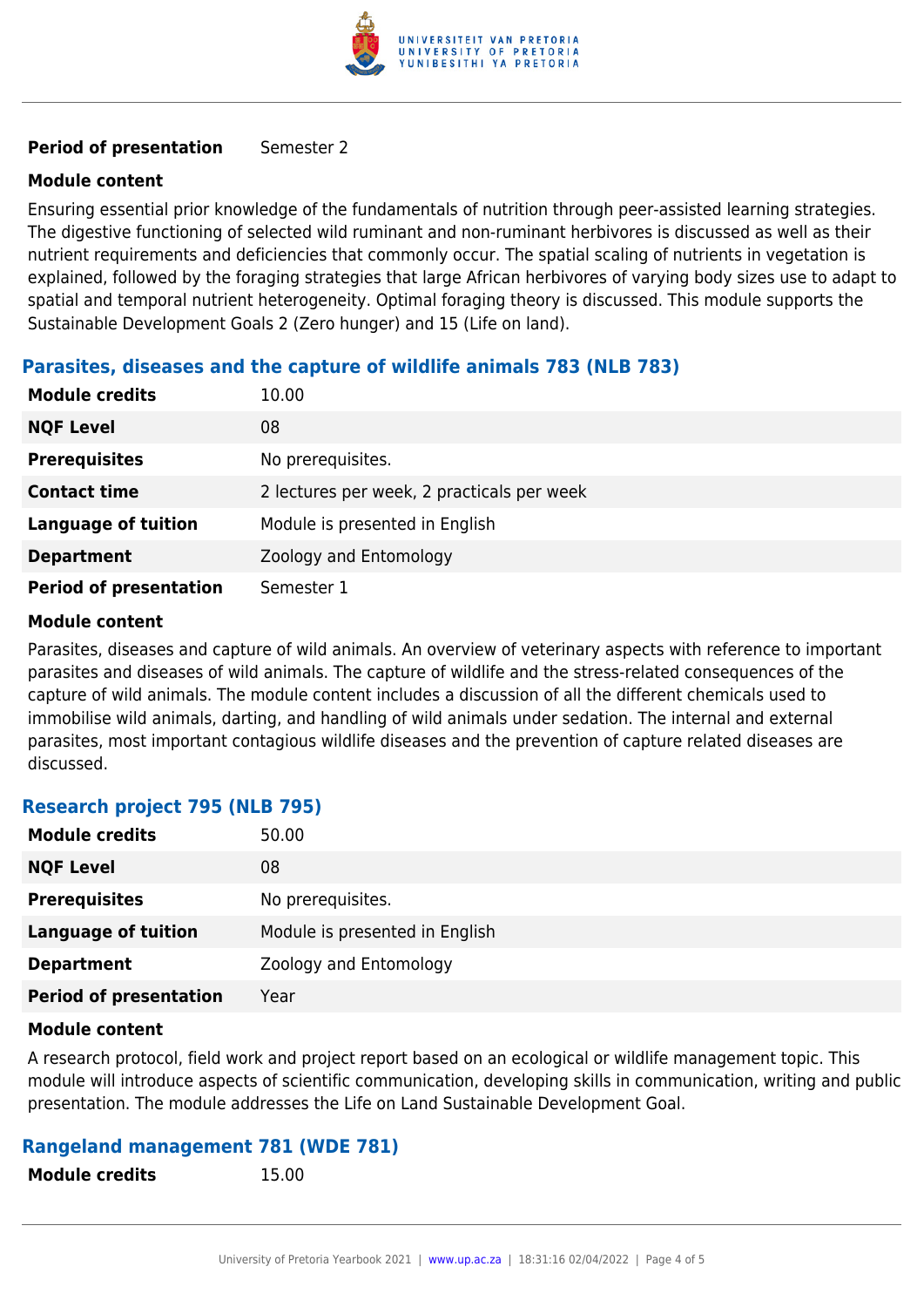| | |
|---|---|
| **Period of presentation** | Semester 2 |

**Module content**

Ensuring essential prior knowledge of the fundamentals of nutrition through peer-assisted learning strategies. The digestive functioning of selected wild ruminant and non-ruminant herbivores is discussed as well as their nutrient requirements and deficiencies that commonly occur. The spatial scaling of nutrients in vegetation is explained, followed by the foraging strategies that large African herbivores of varying body sizes use to adapt to spatial and temporal nutrient heterogeneity. Optimal foraging theory is discussed. This module supports the Sustainable Development Goals 2 (Zero hunger) and 15 (Life on land).

### Parasites, diseases and the capture of wildlife animals 783 (NLB 783)

| | |
|---|---|
| **Module credits** | 10.00 |
| **NQF Level** | 08 |
| **Prerequisites** | No prerequisites. |
| **Contact time** | 2 lectures per week, 2 practicals per week |
| **Language of tuition** | Module is presented in English |
| **Department** | Zoology and Entomology |
| **Period of presentation** | Semester 1 |

**Module content**

Parasites, diseases and capture of wild animals. An overview of veterinary aspects with reference to important parasites and diseases of wild animals. The capture of wildlife and the stress-related consequences of the capture of wild animals. The module content includes a discussion of all the different chemicals used to immobilise wild animals, darting, and handling of wild animals under sedation. The internal and external parasites, most important contagious wildlife diseases and the prevention of capture related diseases are discussed.

### Research project 795 (NLB 795)

| | |
|---|---|
| **Module credits** | 50.00 |
| **NQF Level** | 08 |
| **Prerequisites** | No prerequisites. |
| **Language of tuition** | Module is presented in English |
| **Department** | Zoology and Entomology |
| **Period of presentation** | Year |

**Module content**

A research protocol, field work and project report based on an ecological or wildlife management topic. This module will introduce aspects of scientific communication, developing skills in communication, writing and public presentation. The module addresses the Life on Land Sustainable Development Goal.

### Rangeland management 781 (WDE 781)

| | |
|---|---|
| **Module credits** | 15.00 |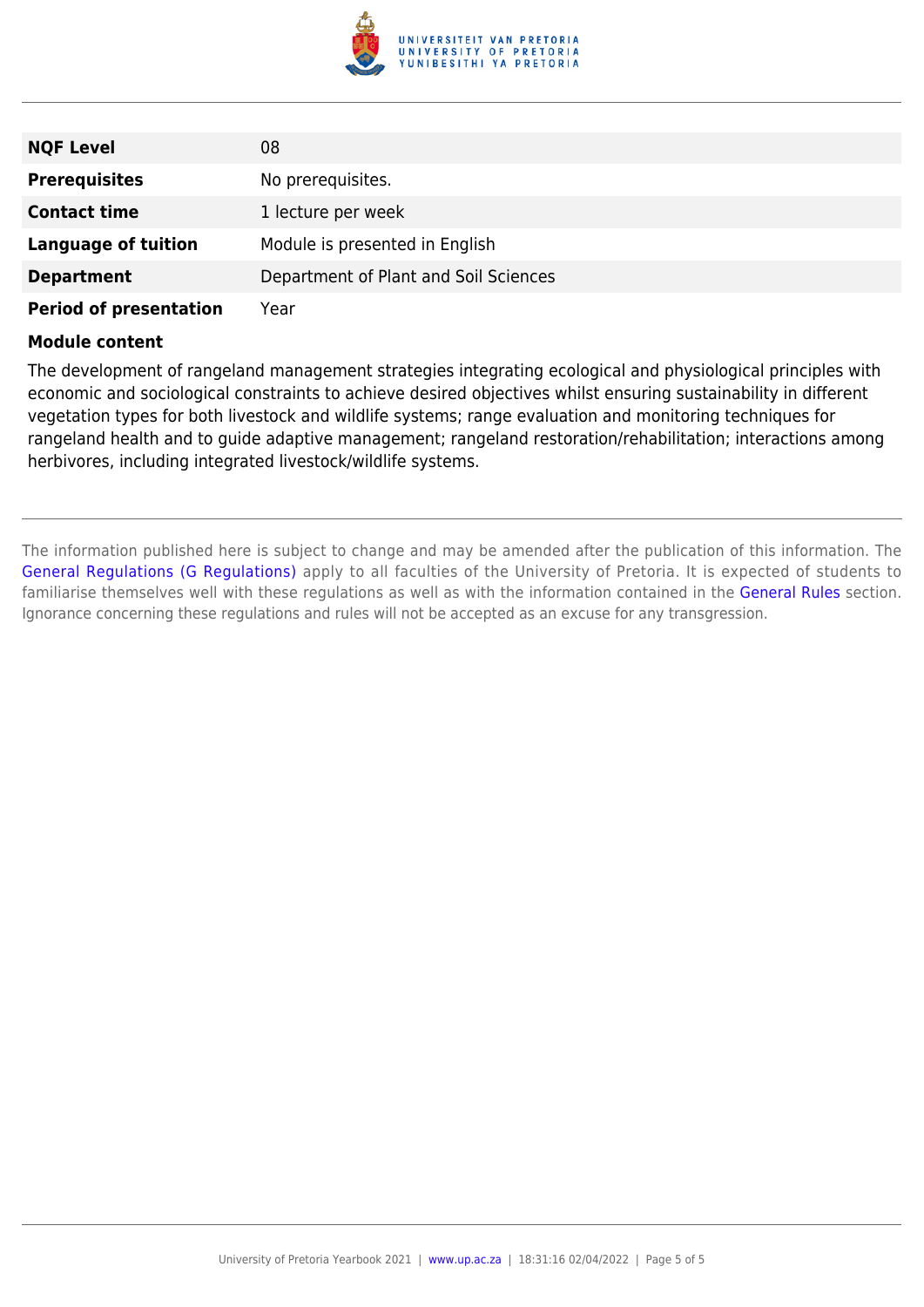| | |
|---|---|
| **NQF Level** | 08 |
| **Prerequisites** | No prerequisites. |
| **Contact time** | 1 lecture per week |
| **Language of tuition** | Module is presented in English |
| **Department** | Department of Plant and Soil Sciences |
| **Period of presentation** | Year |

**Module content**

The development of rangeland management strategies integrating ecological and physiological principles with economic and sociological constraints to achieve desired objectives whilst ensuring sustainability in different vegetation types for both livestock and wildlife systems; range evaluation and monitoring techniques for rangeland health and to guide adaptive management; rangeland restoration/rehabilitation; interactions among herbivores, including integrated livestock/wildlife systems.

---

The information published here is subject to change and may be amended after the publication of this information. The General Regulations (G Regulations) apply to all faculties of the University of Pretoria. It is expected of students to familiarise themselves well with these regulations as well as with the information contained in the General Rules section. Ignorance concerning these regulations and rules will not be accepted as an excuse for any transgression.